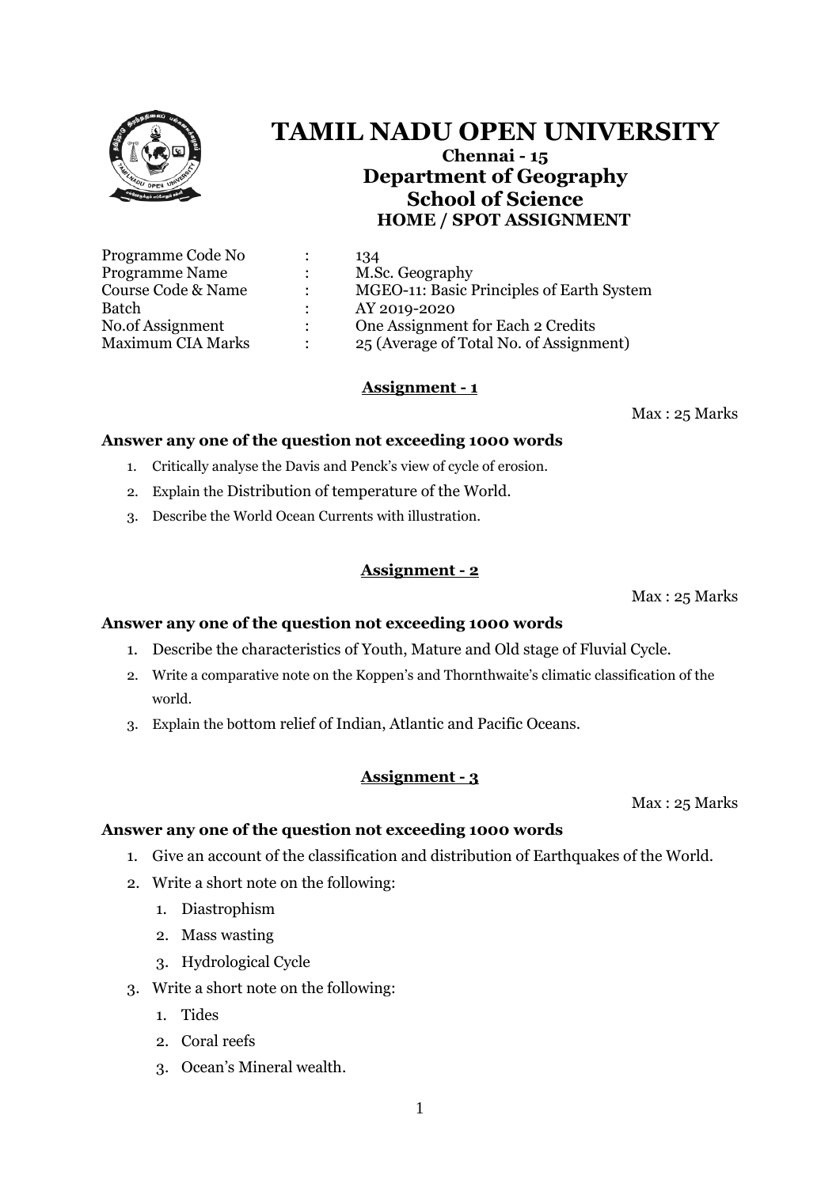# TAMIL NADU OPEN UNIVERSITY

**Chennai - 15**

## Department of Geography

## School of Science

### HOME / SPOT ASSIGNMENT

| | | |
|---|---|---|
| Programme Code No | : | 134 |
| Programme Name | : | M.Sc. Geography |
| Course Code & Name | : | MGEO-11: Basic Principles of Earth System |
| Batch | : | AY 2019-2020 |
| No.of Assignment | : | One Assignment for Each 2 Credits |
| Maximum CIA Marks | : | 25 (Average of Total No. of Assignment) |

### Assignment - 1

Max : 25 Marks

**Answer any one of the question not exceeding 1000 words**

1. Critically analyse the Davis and Penck's view of cycle of erosion.
2. Explain the Distribution of temperature of the World.
3. Describe the World Ocean Currents with illustration.

### Assignment - 2

Max : 25 Marks

**Answer any one of the question not exceeding 1000 words**

1. Describe the characteristics of Youth, Mature and Old stage of Fluvial Cycle.
2. Write a comparative note on the Koppen's and Thornthwaite's climatic classification of the world.
3. Explain the bottom relief of Indian, Atlantic and Pacific Oceans.

### Assignment - 3

Max : 25 Marks

**Answer any one of the question not exceeding 1000 words**

1. Give an account of the classification and distribution of Earthquakes of the World.
2. Write a short note on the following:
   1. Diastrophism
   2. Mass wasting
   3. Hydrological Cycle
3. Write a short note on the following:
   1. Tides
   2. Coral reefs
   3. Ocean's Mineral wealth.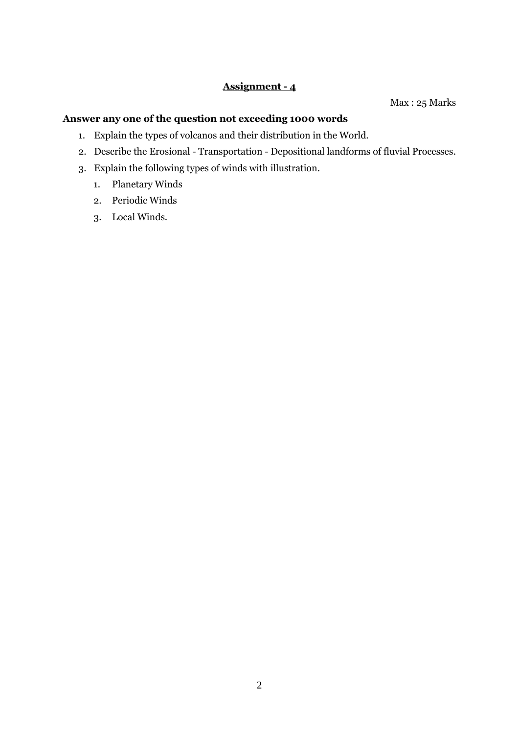## Assignment - 4

Max : 25 Marks

**Answer any one of the question not exceeding 1000 words**

1. Explain the types of volcanos and their distribution in the World.
2. Describe the Erosional - Transportation - Depositional landforms of fluvial Processes.
3. Explain the following types of winds with illustration.
    1. Planetary Winds
    2. Periodic Winds
    3. Local Winds.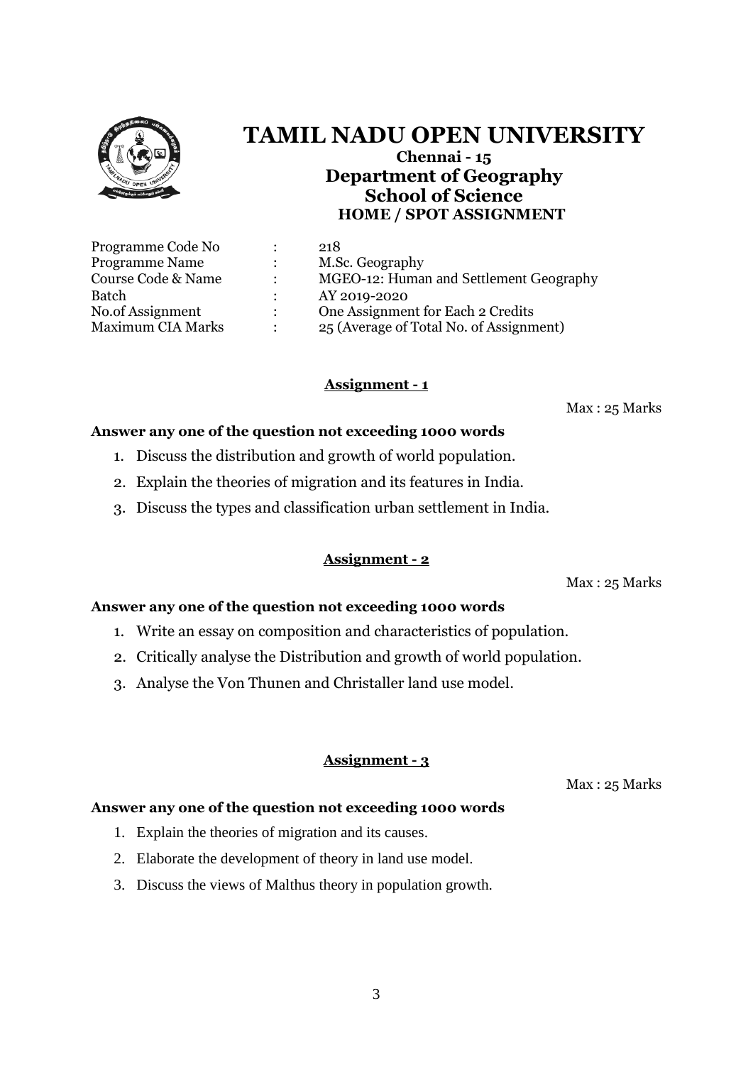# TAMIL NADU OPEN UNIVERSITY

**Chennai - 15**

## Department of Geography

## School of Science

### HOME / SPOT ASSIGNMENT

| | | |
|---|---|---|
| Programme Code No | : | 218 |
| Programme Name | : | M.Sc. Geography |
| Course Code & Name | : | MGEO-12: Human and Settlement Geography |
| Batch | : | AY 2019-2020 |
| No.of Assignment | : | One Assignment for Each 2 Credits |
| Maximum CIA Marks | : | 25 (Average of Total No. of Assignment) |

**Assignment - 1**

Max : 25 Marks

**Answer any one of the question not exceeding 1000 words**

1. Discuss the distribution and growth of world population.
2. Explain the theories of migration and its features in India.
3. Discuss the types and classification urban settlement in India.

**Assignment - 2**

Max : 25 Marks

**Answer any one of the question not exceeding 1000 words**

1. Write an essay on composition and characteristics of population.
2. Critically analyse the Distribution and growth of world population.
3. Analyse the Von Thunen and Christaller land use model.

**Assignment - 3**

Max : 25 Marks

**Answer any one of the question not exceeding 1000 words**

1. Explain the theories of migration and its causes.
2. Elaborate the development of theory in land use model.
3. Discuss the views of Malthus theory in population growth.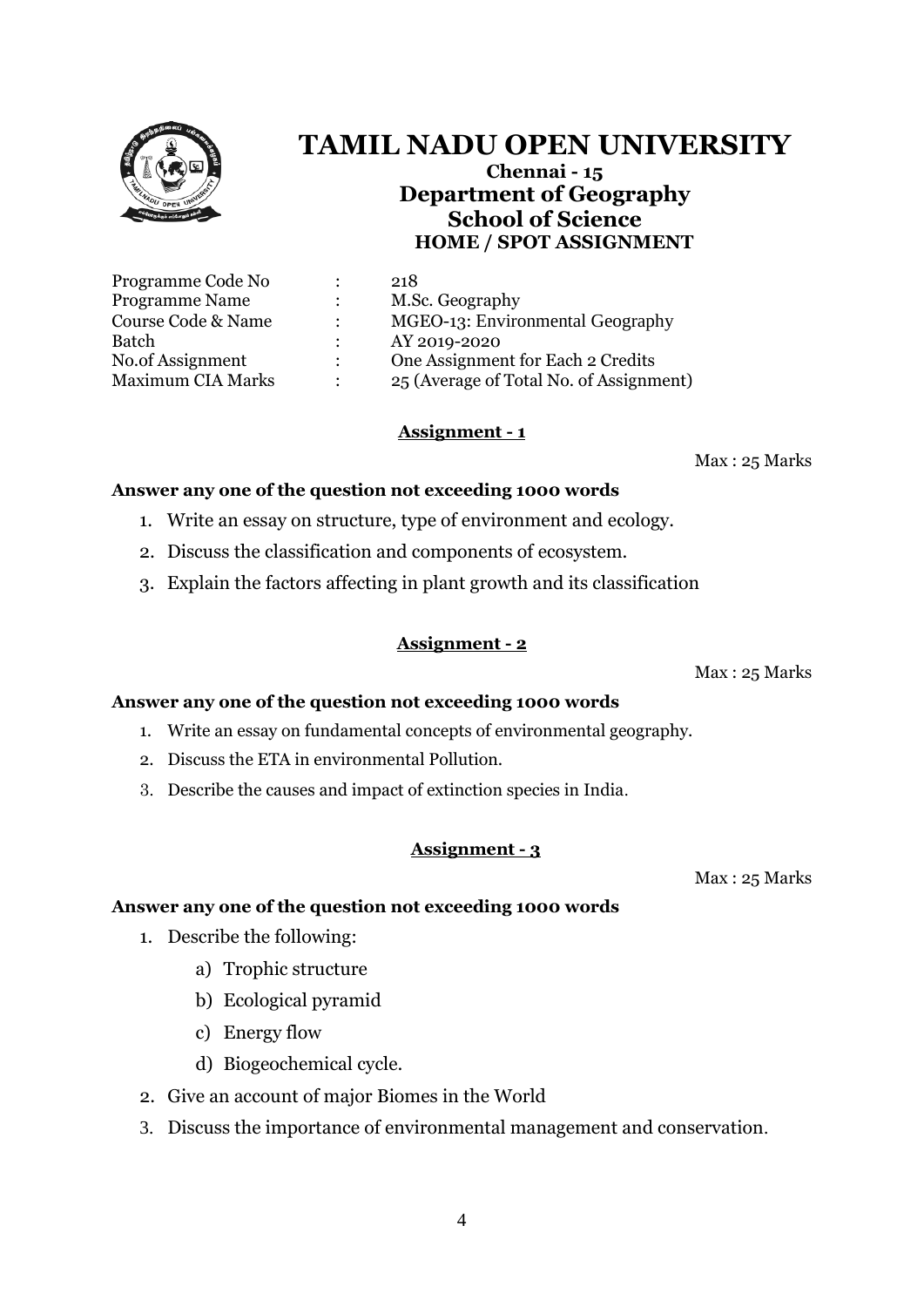# TAMIL NADU OPEN UNIVERSITY

**Chennai - 15**

## Department of Geography

## School of Science

### HOME / SPOT ASSIGNMENT

| | | |
|---|---|---|
| Programme Code No | : | 218 |
| Programme Name | : | M.Sc. Geography |
| Course Code & Name | : | MGEO-13: Environmental Geography |
| Batch | : | AY 2019-2020 |
| No.of Assignment | : | One Assignment for Each 2 Credits |
| Maximum CIA Marks | : | 25 (Average of Total No. of Assignment) |

## Assignment - 1

Max : 25 Marks

**Answer any one of the question not exceeding 1000 words**

1. Write an essay on structure, type of environment and ecology.
2. Discuss the classification and components of ecosystem.
3. Explain the factors affecting in plant growth and its classification

## Assignment - 2

Max : 25 Marks

**Answer any one of the question not exceeding 1000 words**

1. Write an essay on fundamental concepts of environmental geography.
2. Discuss the ETA in environmental Pollution.
3. Describe the causes and impact of extinction species in India.

## Assignment - 3

Max : 25 Marks

**Answer any one of the question not exceeding 1000 words**

1. Describe the following:
    a) Trophic structure
    b) Ecological pyramid
    c) Energy flow
    d) Biogeochemical cycle.
2. Give an account of major Biomes in the World
3. Discuss the importance of environmental management and conservation.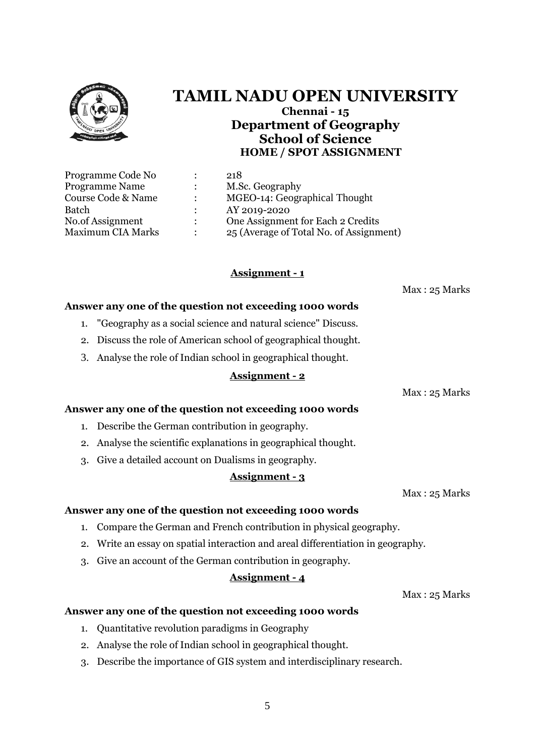# TAMIL NADU OPEN UNIVERSITY

**Chennai - 15**

## Department of Geography

## School of Science

### HOME / SPOT ASSIGNMENT

| | | |
|---|---|---|
| Programme Code No | : | 218 |
| Programme Name | : | M.Sc. Geography |
| Course Code & Name | : | MGEO-14: Geographical Thought |
| Batch | : | AY 2019-2020 |
| No.of Assignment | : | One Assignment for Each 2 Credits |
| Maximum CIA Marks | : | 25 (Average of Total No. of Assignment) |

### <u>Assignment - 1</u>

Max : 25 Marks

**Answer any one of the question not exceeding 1000 words**

1. "Geography as a social science and natural science" Discuss.
2. Discuss the role of American school of geographical thought.
3. Analyse the role of Indian school in geographical thought.

### <u>Assignment - 2</u>

Max : 25 Marks

**Answer any one of the question not exceeding 1000 words**

1. Describe the German contribution in geography.
2. Analyse the scientific explanations in geographical thought.
3. Give a detailed account on Dualisms in geography.

### <u>Assignment - 3</u>

Max : 25 Marks

**Answer any one of the question not exceeding 1000 words**

1. Compare the German and French contribution in physical geography.
2. Write an essay on spatial interaction and areal differentiation in geography.
3. Give an account of the German contribution in geography.

### <u>Assignment - 4</u>

Max : 25 Marks

**Answer any one of the question not exceeding 1000 words**

1. Quantitative revolution paradigms in Geography
2. Analyse the role of Indian school in geographical thought.
3. Describe the importance of GIS system and interdisciplinary research.